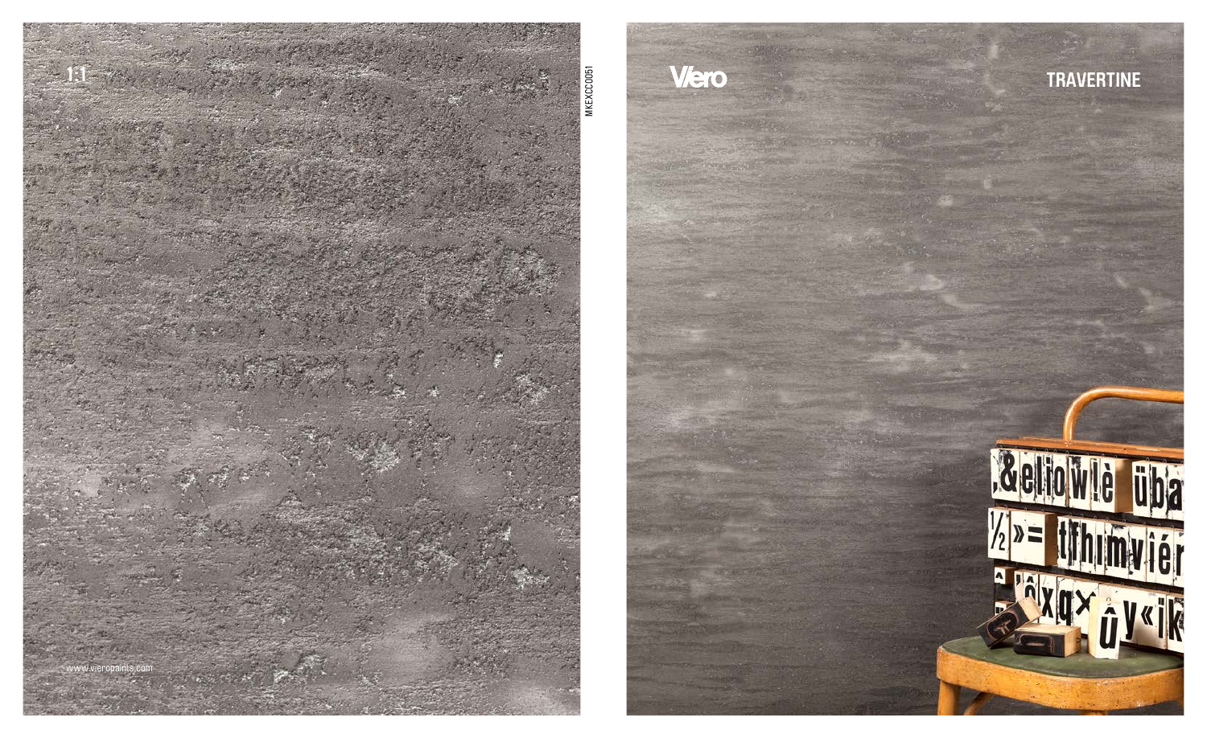1:1

www.vieropaints.com

MKEXCC0051

Viero

# TRAVERTINE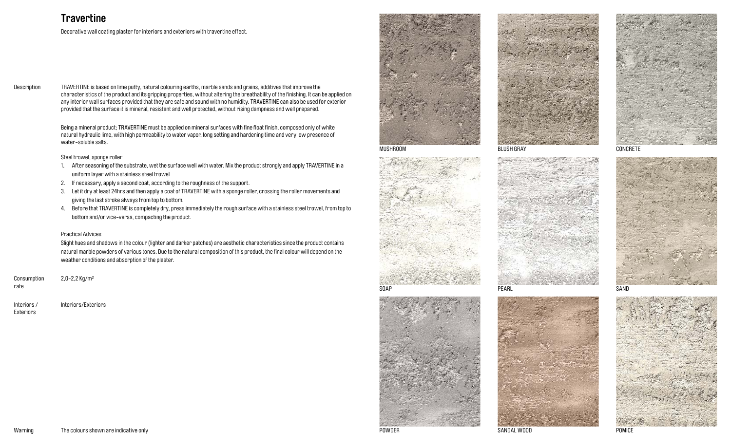# Travertine

Decorative wall coating plaster for interiors and exteriors with travertine effect.

**Description**

TRAVERTINE is based on lime putty, natural colouring earths, marble sands and grains, additives that improve the characteristics of the product and its gripping properties, without altering the breathability of the finishing. It can be applied on any interior wall surfaces provided that they are safe and sound with no humidity. TRAVERTINE can also be used for exterior provided that the surface it is mineral, resistant and well protected, without rising dampness and well prepared.

Being a mineral product; TRAVERTINE must be applied on mineral surfaces with fine float finish, composed only of white natural hydraulic lime, with high permeability to water vapor, long setting and hardening time and very low presence of water-soluble salts.

Steel trowel, sponge roller

1. After seasoning of the substrate, wet the surface well with water. Mix the product strongly and apply TRAVERTINE in a uniform layer with a stainless steel trowel
2. If necessary, apply a second coat, according to the roughness of the support.
3. Let it dry at least 24hrs and then apply a coat of TRAVERTINE with a sponge roller, crossing the roller movements and giving the last stroke always from top to bottom.
4. Before that TRAVERTINE is completely dry, press immediately the rough surface with a stainless steel trowel, from top to bottom and/or vice-versa, compacting the product.

Practical Advices

Slight hues and shadows in the colour (lighter and darker patches) are aesthetic characteristics since the product contains natural marble powders of various tones. Due to the natural composition of this product, the final colour will depend on the weather conditions and absorption of the plaster.

**Consumption rate**

2,0-2,2 Kg/m²

**Interiors / Exteriors**

Interiors/Exteriors

**Warning**

The colours shown are indicative only

MUSHROOM

BLUSH GRAY

CONCRETE

SOAP

PEARL

SAND

POWDER

SANDAL WOOD

POMICE